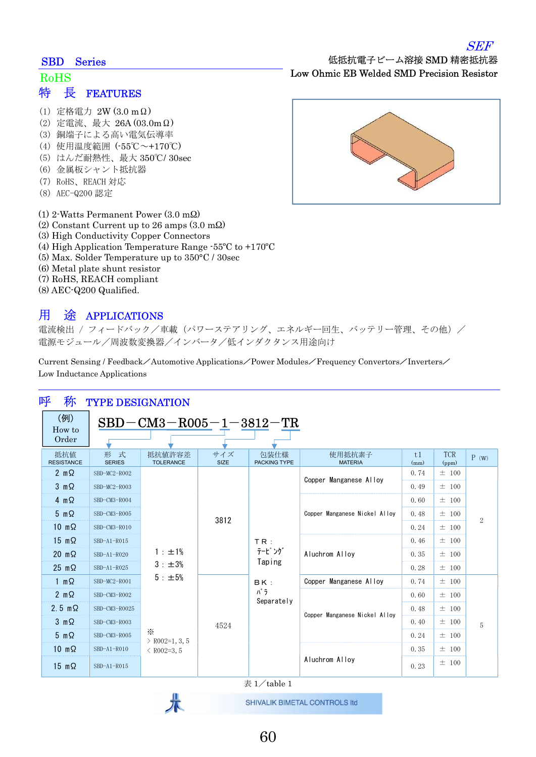# SBD Series

*SEF*

低抵抗電子ビーム溶接 SMD 精密抵抗器
Low Ohmic EB Welded SMD Precision Resistor

RoHS

## 特　長　FEATURES

（1）定格電力 2W (3.0 mΩ)
（2）定電流、最大 26A (03.0mΩ)
（3）銅端子による高い電気伝導率
（4）使用温度範囲 (-55℃～+170℃)
（5）はんだ耐熱性、最大 350℃/ 30sec
（6）金属板シャント抵抗器
（7）RoHS、REACH 対応
（8）AEC-Q200 認定

(1) 2-Watts Permanent Power (3.0 mΩ)
(2) Constant Current up to 26 amps (3.0 mΩ)
(3) High Conductivity Copper Connectors
(4) High Application Temperature Range -55ºC to +170ºC
(5) Max. Solder Temperature up to 350°C / 30sec
(6) Metal plate shunt resistor
(7) RoHS, REACH compliant
(8) AEC-Q200 Qualified.

## 用　途　APPLICATIONS

電流検出 / フィードバック／車載（パワーステアリング、エネルギー回生、バッテリー管理、その他）／
電源モジュール／周波数変換器／インバータ／低インダクタンス用途向け

Current Sensing / Feedback／Automotive Applications／Power Modules／Frequency Convertors／Inverters／
Low Inductance Applications

## 呼　称　TYPE DESIGNATION

(例) How to Order

**SBD－CM3－R005－1－3812－TR**

| 抵抗値 RESISTANCE | 形　式 SERIES | 抵抗値許容差 TOLERANCE | サイズ SIZE | 包装仕様 PACKING TYPE | 使用抵抗素子 MATERIA | t1 (mm) | TCR (ppm) | P (W) |
|---|---|---|---|---|---|---|---|---|
| 2 mΩ | SBD-MC2-R002 | 1 : ±1%<br>3 : ±3%<br>5 : ±5%<br>※<br>> R002=1, 3, 5<br>< R002=3, 5 | 3812 | TR : テーピング Taping<br>BK : バラ Separately | Copper Manganese Alloy | 0.74 | ± 100 | 2 |
| 3 mΩ | SBD-MC2-R003 | | | | | 0.49 | ± 100 | |
| 4 mΩ | SBD-CM3-R004 | | | | Copper Manganese Nickel Alloy | 0.60 | ± 100 | |
| 5 mΩ | SBD-CM3-R005 | | | | | 0.48 | ± 100 | |
| 10 mΩ | SBD-CM3-R010 | | | | | 0.24 | ± 100 | |
| 15 mΩ | SBD-A1-R015 | | | | Aluchrom Alloy | 0.46 | ± 100 | |
| 20 mΩ | SBD-A1-R020 | | | | | 0.35 | ± 100 | |
| 25 mΩ | SBD-A1-R025 | | | | | 0.28 | ± 100 | |
| 1 mΩ | SBD-MC2-R001 | | 4524 | | Copper Manganese Alloy | 0.74 | ± 100 | 5 |
| 2 mΩ | SBD-CM3-R002 | | | | Copper Manganese Nickel Alloy | 0.60 | ± 100 | |
| 2.5 mΩ | SBD-CM3-R0025 | | | | | 0.48 | ± 100 | |
| 3 mΩ | SBD-CM3-R003 | | | | | 0.40 | ± 100 | |
| 5 mΩ | SBD-CM3-R005 | | | | | 0.24 | ± 100 | |
| 10 mΩ | SBD-A1-R010 | | | | Aluchrom Alloy | 0.35 | ± 100 | |
| 15 mΩ | SBD-A1-R015 | | | | | 0.23 | ± 100 | |

表 1／table 1

SHIVALIK BIMETAL CONTROLS ltd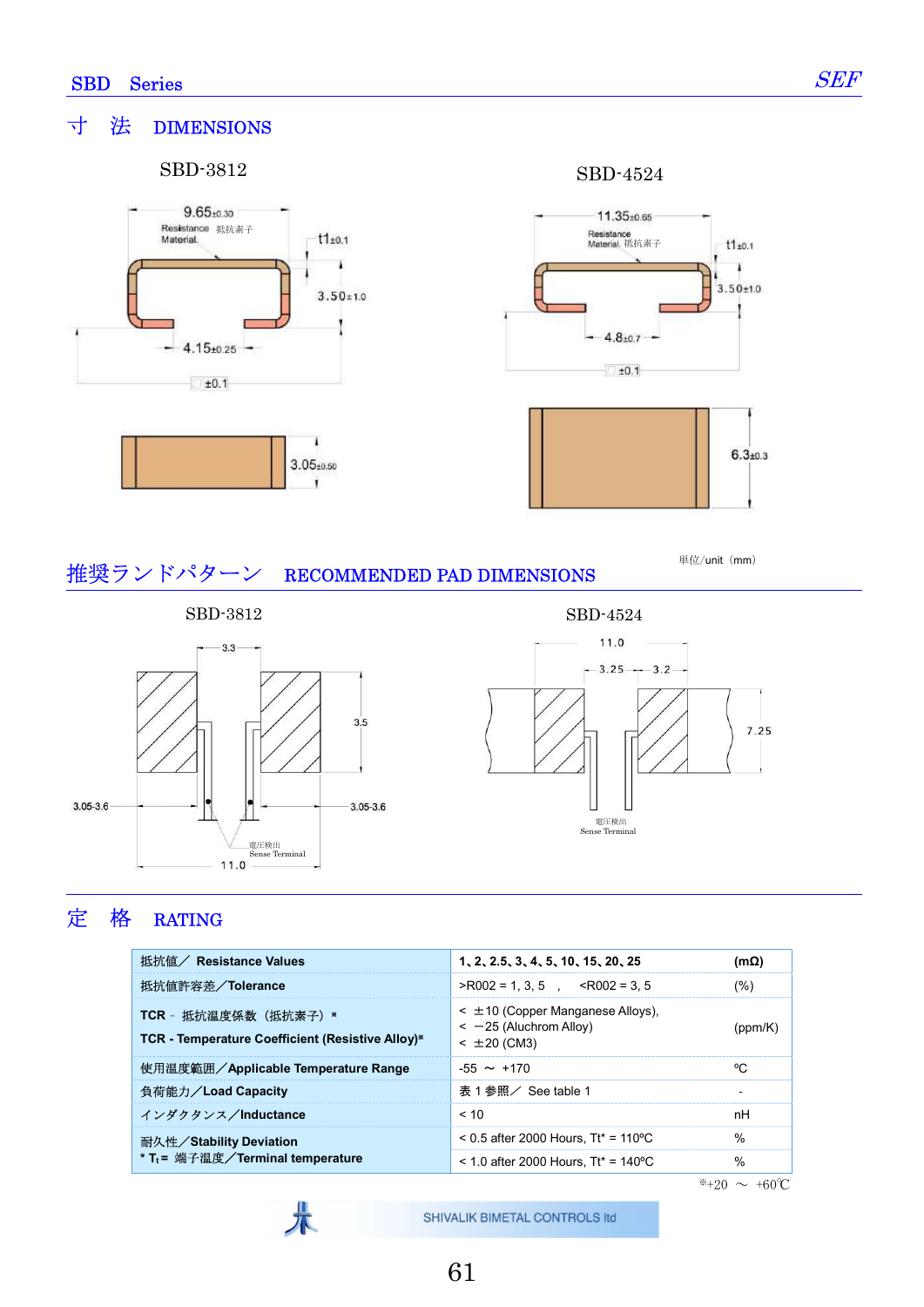## SBD Series

## 寸 法 DIMENSIONS

SBD-3812

9.65±0.30

Resistance Material 抵抗素子

t1±0.1

3.50±1.0

4.15±0.25

±0.1

3.05±0.50

SBD-4524

11.35±0.65

Resistance Material 抵抗素子

t1±0.1

3.50±1.0

4.8±0.7

±0.1

6.3±0.3

単位/unit（mm）

## 推奨ランドパターン RECOMMENDED PAD DIMENSIONS

SBD-3812

3.3

3.5

3.05-3.6

3.05-3.6

電圧検出 Sense Terminal

11.0

SBD-4524

11.0

3.25

3.2

7.25

電圧検出 Sense Terminal

## 定 格 RATING

| | | |
|---|---|---|
| 抵抗値／ **Resistance Values** | **1、2、2.5、3、4、5、10、15、20、25** | **(mΩ)** |
| 抵抗値許容差／**Tolerance** | >R002 = 1, 3, 5　,　<R002 = 3, 5 | (%) |
| **TCR** - 抵抗温度係数（抵抗素子）*<br>**TCR - Temperature Coefficient (Resistive Alloy)*** | < ±10 (Copper Manganese Alloys),<br>< −25 (Aluchrom Alloy)<br>< ±20 (CM3) | (ppm/K) |
| 使用温度範囲／**Applicable Temperature Range** | -55 ～ +170 | ºC |
| 負荷能力／**Load Capacity** | 表 1 参照／ See table 1 | - |
| インダクタンス／**Inductance** | < 10 | nH |
| 耐久性／**Stability Deviation**<br>* $T_t$ = 端子温度／**Terminal temperature** | < 0.5 after 2000 Hours, Tt* = 110ºC<br>< 1.0 after 2000 Hours, Tt* = 140ºC | %<br>% |

※+20 ～ +60℃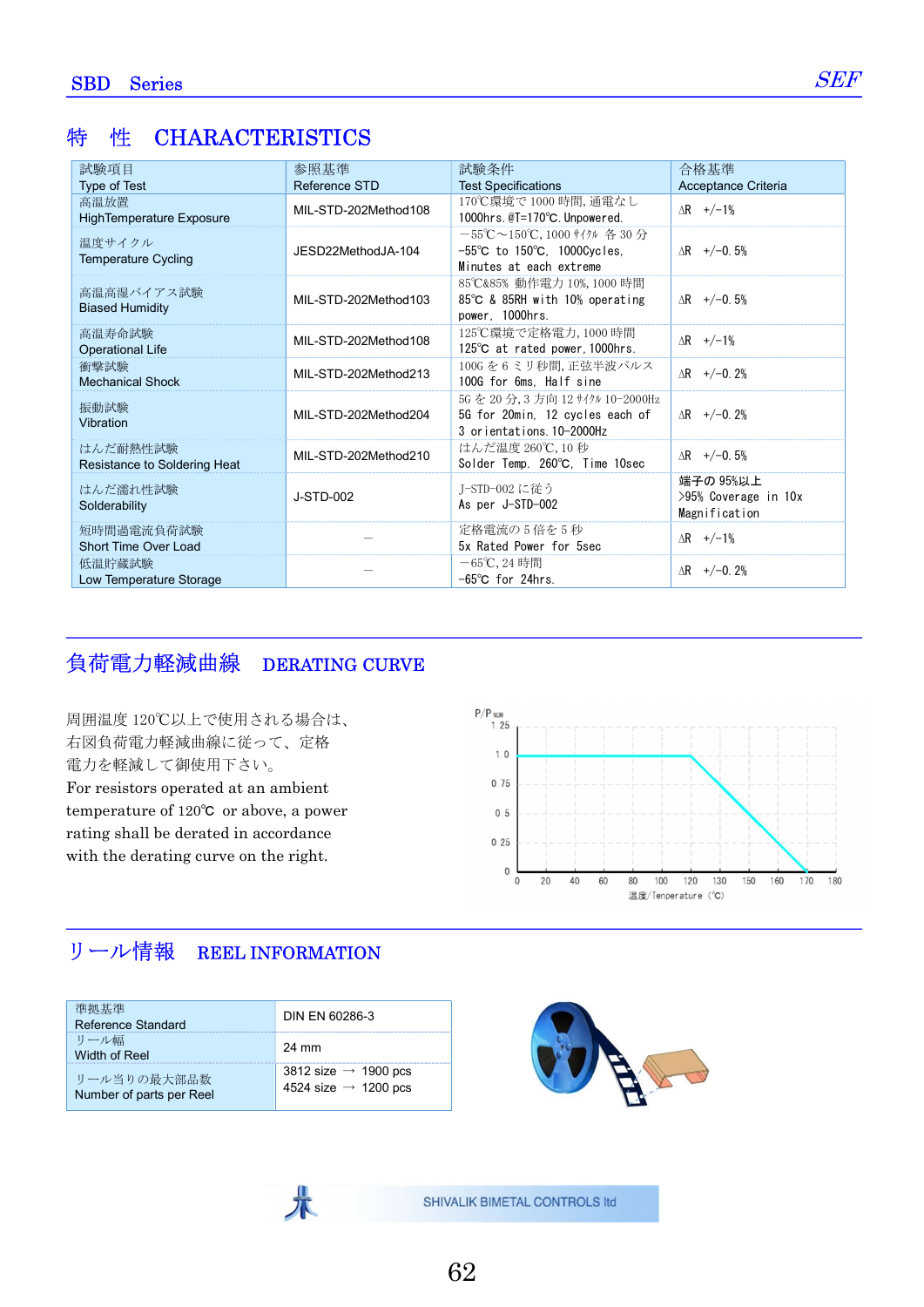## 特　性　CHARACTERISTICS

| 試験項目<br>Type of Test | 参照基準<br>Reference STD | 試験条件<br>Test Specifications | 合格基準<br>Acceptance Criteria |
|---|---|---|---|
| 高温放置<br>HighTemperature Exposure | MIL-STD-202Method108 | 170℃環境で 1000 時間, 通電なし<br>1000hrs. @T=170℃. Unpowered. | ΔR　+/-1% |
| 温度サイクル<br>Temperature Cycling | JESD22MethodJA-104 | －55℃～150℃, 1000 ｻｲｸﾙ 各 30 分<br>-55℃ to 150℃, 1000Cycles,<br>Minutes at each extreme | ΔR　+/-0.5% |
| 高温高湿バイアス試験<br>Biased Humidity | MIL-STD-202Method103 | 85℃&85% 動作電力 10%, 1000 時間<br>85℃ & 85RH with 10% operating power, 1000hrs. | ΔR　+/-0.5% |
| 高温寿命試験<br>Operational Life | MIL-STD-202Method108 | 125℃環境で定格電力, 1000 時間<br>125℃ at rated power, 1000hrs. | ΔR　+/-1% |
| 衝撃試験<br>Mechanical Shock | MIL-STD-202Method213 | 100G を 6 ミリ秒間, 正弦半波パルス<br>100G for 6ms, Half sine | ΔR　+/-0.2% |
| 振動試験<br>Vibration | MIL-STD-202Method204 | 5G を 20 分, 3 方向 12 ｻｲｸﾙ 10-2000Hz<br>5G for 20min, 12 cycles each of 3 orientations. 10-2000Hz | ΔR　+/-0.2% |
| はんだ耐熱性試験<br>Resistance to Soldering Heat | MIL-STD-202Method210 | はんだ温度 260℃, 10 秒<br>Solder Temp. 260℃, Time 10sec | ΔR　+/-0.5% |
| はんだ濡れ性試験<br>Solderability | J-STD-002 | J-STD-002 に従う<br>As per J-STD-002 | 端子の 95%以上<br>>95% Coverage in 10x Magnification |
| 短時間過電流負荷試験<br>Short Time Over Load | － | 定格電流の 5 倍を 5 秒<br>5x Rated Power for 5sec | ΔR　+/-1% |
| 低温貯蔵試験<br>Low Temperature Storage | － | －65℃, 24 時間<br>-65℃ for 24hrs. | ΔR　+/-0.2% |

## 負荷電力軽減曲線　DERATING CURVE

周囲温度 120℃以上で使用される場合は、右図負荷電力軽減曲線に従って、定格電力を軽減して御使用下さい。
For resistors operated at an ambient temperature of 120℃ or above, a power rating shall be derated in accordance with the derating curve on the right.

P/P NOM
1.25
1.0
0.75
0.5
0.25
0
0 20 40 60 80 100 120 130 150 160 170 180
温度/Temperature (℃)

## リール情報　REEL INFORMATION

| | |
|---|---|
| 準拠基準<br>Reference Standard | DIN EN 60286-3 |
| リール幅<br>Width of Reel | 24 mm |
| リール当りの最大部品数<br>Number of parts per Reel | 3812 size → 1900 pcs<br>4524 size → 1200 pcs |

SHIVALIK BIMETAL CONTROLS ltd